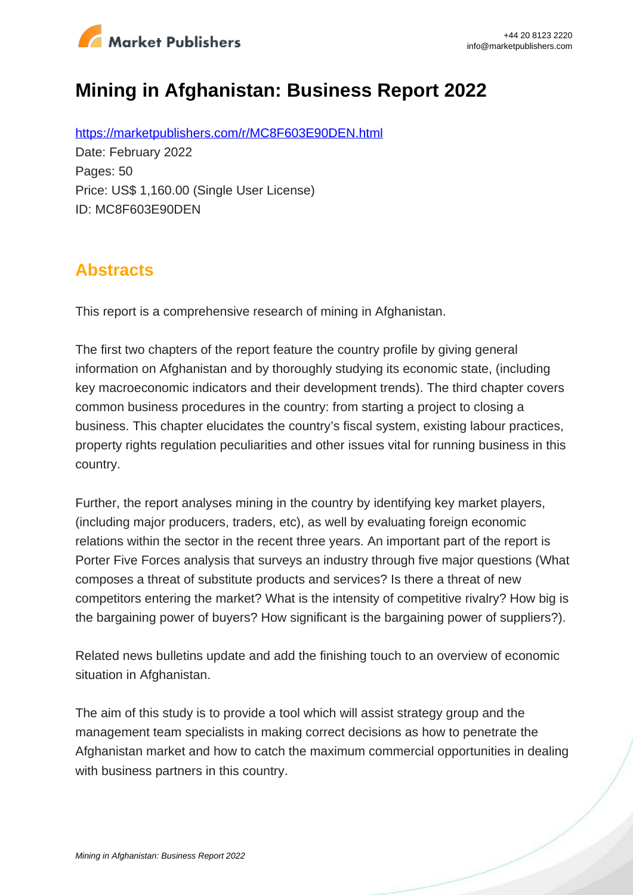# Mining in Afghanistan: Business Report 2022

https://marketpublishers.com/r/MC8F603E90DEN.html

Date: February 2022

Pages: 50

Price: US$ 1,160.00 (Single User License)

ID: MC8F603E90DEN

## Abstracts

This report is a comprehensive research of mining in Afghanistan.

The first two chapters of the report feature the country profile by giving general information on Afghanistan and by thoroughly studying its economic state, (including key macroeconomic indicators and their development trends). The third chapter covers common business procedures in the country: from starting a project to closing a business. This chapter elucidates the country's fiscal system, existing labour practices, property rights regulation peculiarities and other issues vital for running business in this country.

Further, the report analyses mining in the country by identifying key market players, (including major producers, traders, etc), as well by evaluating foreign economic relations within the sector in the recent three years. An important part of the report is Porter Five Forces analysis that surveys an industry through five major questions (What composes a threat of substitute products and services? Is there a threat of new competitors entering the market? What is the intensity of competitive rivalry? How big is the bargaining power of buyers? How significant is the bargaining power of suppliers?).

Related news bulletins update and add the finishing touch to an overview of economic situation in Afghanistan.

The aim of this study is to provide a tool which will assist strategy group and the management team specialists in making correct decisions as how to penetrate the Afghanistan market and how to catch the maximum commercial opportunities in dealing with business partners in this country.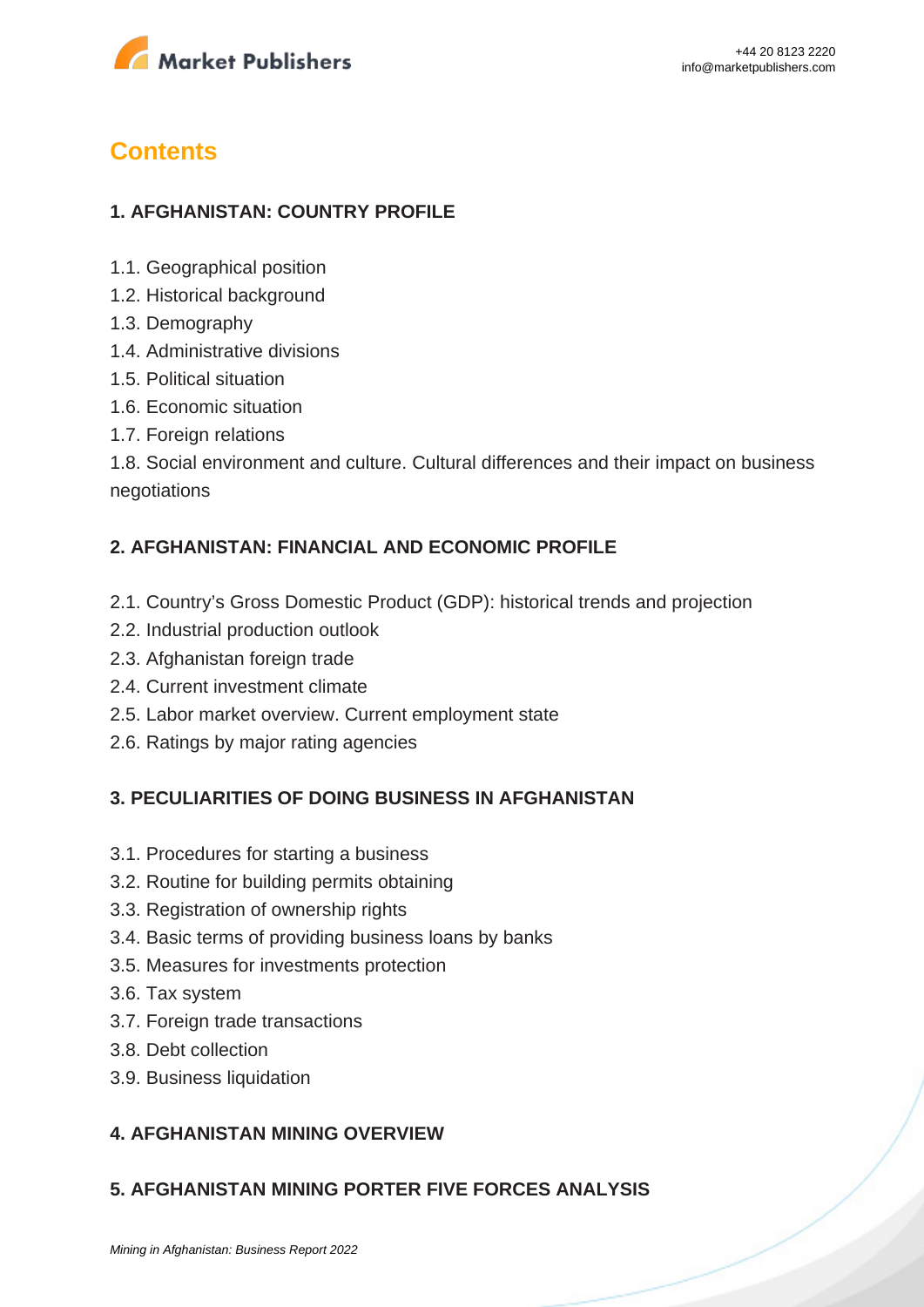## Contents

### 1. AFGHANISTAN: COUNTRY PROFILE

1.1. Geographical position
1.2. Historical background
1.3. Demography
1.4. Administrative divisions
1.5. Political situation
1.6. Economic situation
1.7. Foreign relations
1.8. Social environment and culture. Cultural differences and their impact on business negotiations

### 2. AFGHANISTAN: FINANCIAL AND ECONOMIC PROFILE

2.1. Country's Gross Domestic Product (GDP): historical trends and projection
2.2. Industrial production outlook
2.3. Afghanistan foreign trade
2.4. Current investment climate
2.5. Labor market overview. Current employment state
2.6. Ratings by major rating agencies

### 3. PECULIARITIES OF DOING BUSINESS IN AFGHANISTAN

3.1. Procedures for starting a business
3.2. Routine for building permits obtaining
3.3. Registration of ownership rights
3.4. Basic terms of providing business loans by banks
3.5. Measures for investments protection
3.6. Tax system
3.7. Foreign trade transactions
3.8. Debt collection
3.9. Business liquidation

### 4. AFGHANISTAN MINING OVERVIEW

### 5. AFGHANISTAN MINING PORTER FIVE FORCES ANALYSIS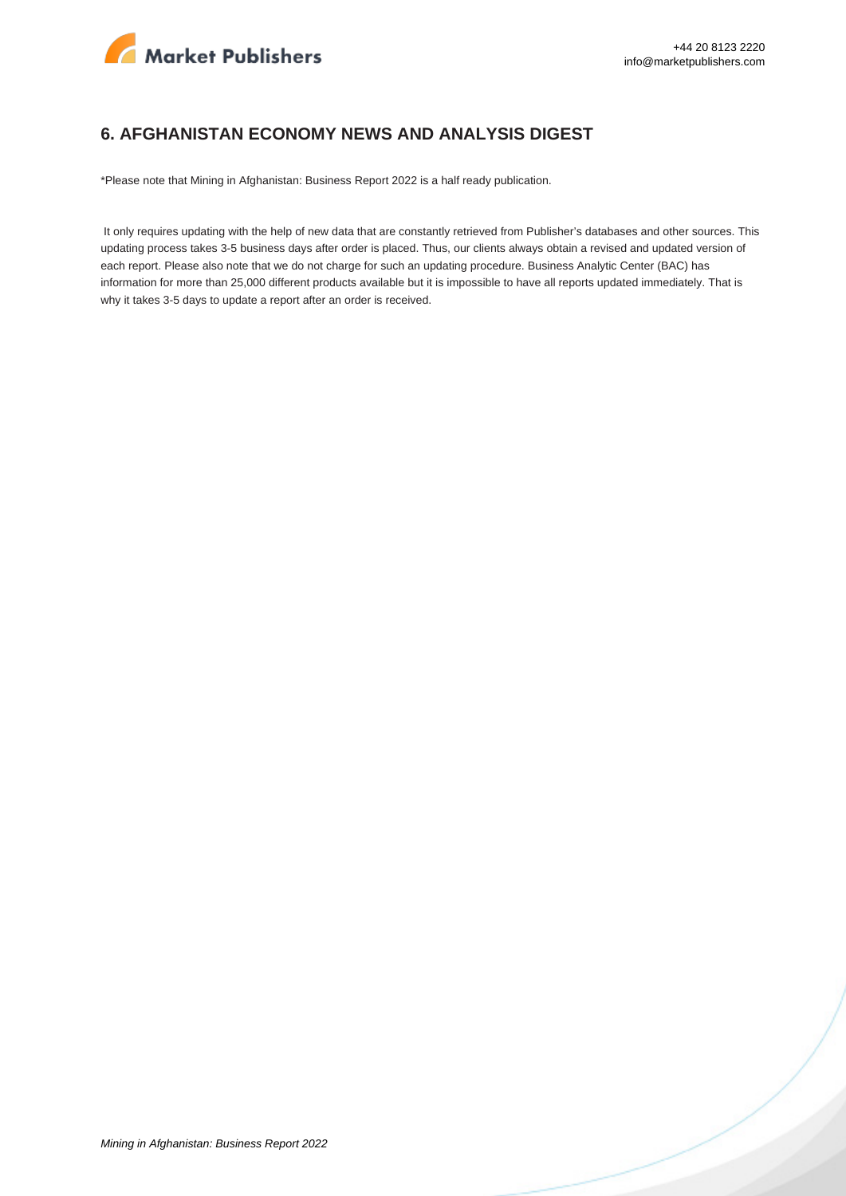## 6. AFGHANISTAN ECONOMY NEWS AND ANALYSIS DIGEST

*Please note that Mining in Afghanistan: Business Report 2022 is a half ready publication.

It only requires updating with the help of new data that are constantly retrieved from Publisher's databases and other sources. This updating process takes 3-5 business days after order is placed. Thus, our clients always obtain a revised and updated version of each report. Please also note that we do not charge for such an updating procedure. Business Analytic Center (BAC) has information for more than 25,000 different products available but it is impossible to have all reports updated immediately. That is why it takes 3-5 days to update a report after an order is received.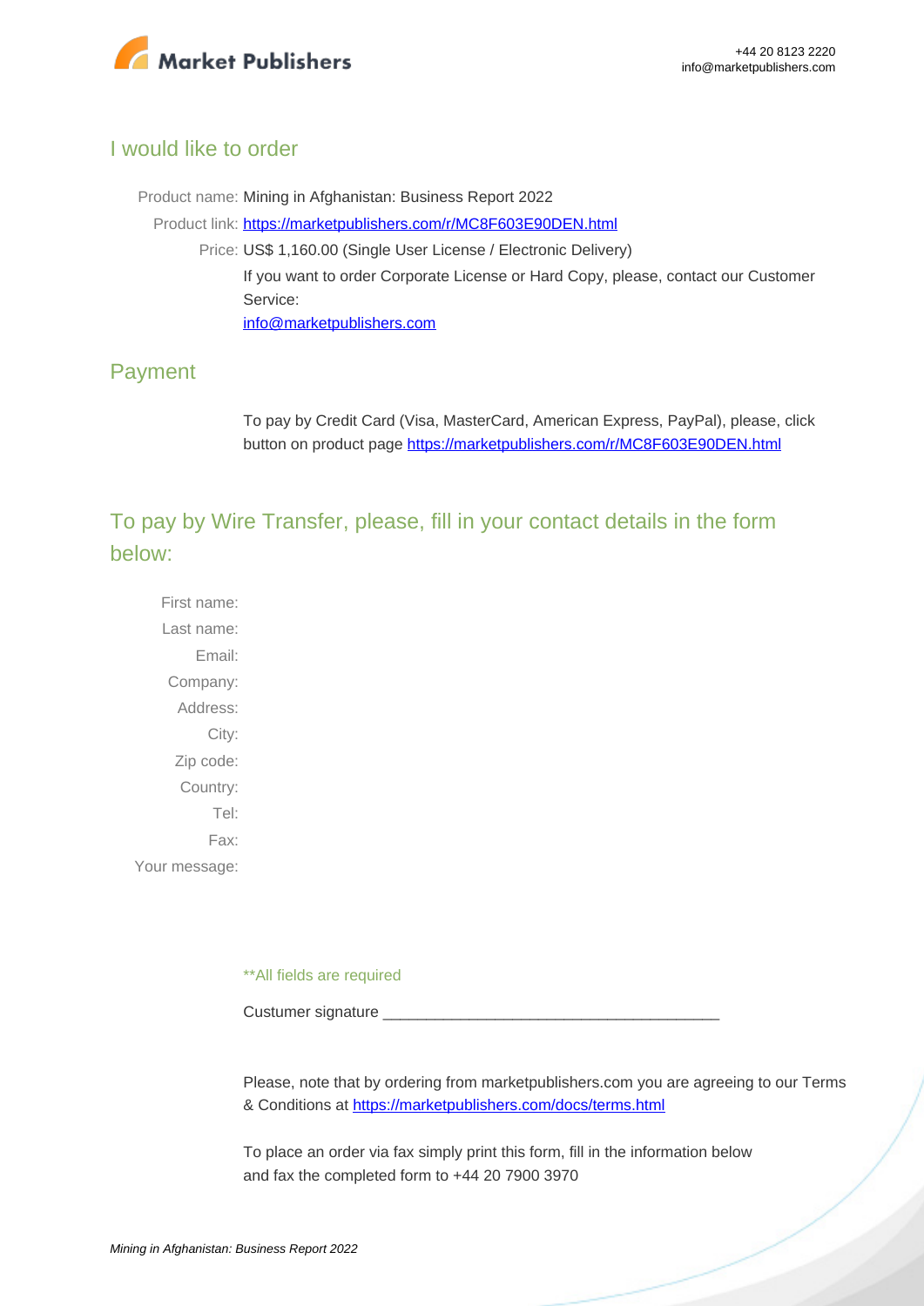## I would like to order

Product name: Mining in Afghanistan: Business Report 2022

Product link: [https://marketpublishers.com/r/MC8F603E90DEN.html](https://marketpublishers.com/r/MC8F603E90DEN.html)

Price: US$ 1,160.00 (Single User License / Electronic Delivery)

If you want to order Corporate License or Hard Copy, please, contact our Customer Service:

[info@marketpublishers.com](mailto:info@marketpublishers.com)

## Payment

To pay by Credit Card (Visa, MasterCard, American Express, PayPal), please, click button on product page [https://marketpublishers.com/r/MC8F603E90DEN.html](https://marketpublishers.com/r/MC8F603E90DEN.html)

## To pay by Wire Transfer, please, fill in your contact details in the form below:

First name:

Last name:

Email:

Company:

Address:

City:

Zip code:

Country:

Tel:

Fax:

Your message:

**All fields are required

Custumer signature _______________________________________

Please, note that by ordering from marketpublishers.com you are agreeing to our Terms & Conditions at [https://marketpublishers.com/docs/terms.html](https://marketpublishers.com/docs/terms.html)

To place an order via fax simply print this form, fill in the information below and fax the completed form to +44 20 7900 3970